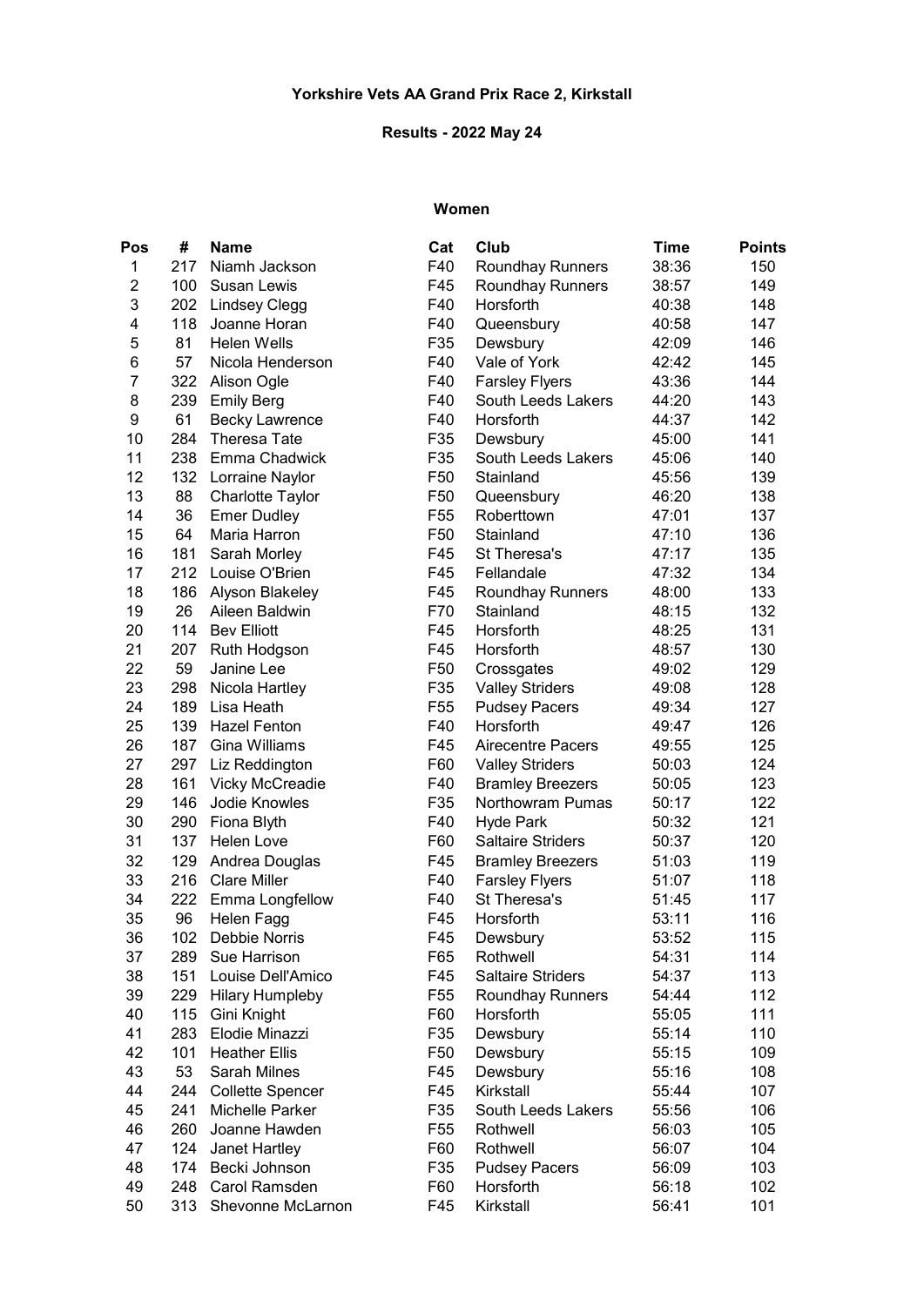# Yorkshire Vets AA Grand Prix Race 2, Kirkstall

## Results - 2022 May 24

### Women

| Pos | # | Name | Cat | Club | Time | Points |
|---|---|---|---|---|---|---|
| 1 | 217 | Niamh Jackson | F40 | Roundhay Runners | 38:36 | 150 |
| 2 | 100 | Susan Lewis | F45 | Roundhay Runners | 38:57 | 149 |
| 3 | 202 | Lindsey Clegg | F40 | Horsforth | 40:38 | 148 |
| 4 | 118 | Joanne Horan | F40 | Queensbury | 40:58 | 147 |
| 5 | 81 | Helen Wells | F35 | Dewsbury | 42:09 | 146 |
| 6 | 57 | Nicola Henderson | F40 | Vale of York | 42:42 | 145 |
| 7 | 322 | Alison Ogle | F40 | Farsley Flyers | 43:36 | 144 |
| 8 | 239 | Emily Berg | F40 | South Leeds Lakers | 44:20 | 143 |
| 9 | 61 | Becky Lawrence | F40 | Horsforth | 44:37 | 142 |
| 10 | 284 | Theresa Tate | F35 | Dewsbury | 45:00 | 141 |
| 11 | 238 | Emma Chadwick | F35 | South Leeds Lakers | 45:06 | 140 |
| 12 | 132 | Lorraine Naylor | F50 | Stainland | 45:56 | 139 |
| 13 | 88 | Charlotte Taylor | F50 | Queensbury | 46:20 | 138 |
| 14 | 36 | Emer Dudley | F55 | Roberttown | 47:01 | 137 |
| 15 | 64 | Maria Harron | F50 | Stainland | 47:10 | 136 |
| 16 | 181 | Sarah Morley | F45 | St Theresa's | 47:17 | 135 |
| 17 | 212 | Louise O'Brien | F45 | Fellandale | 47:32 | 134 |
| 18 | 186 | Alyson Blakeley | F45 | Roundhay Runners | 48:00 | 133 |
| 19 | 26 | Aileen Baldwin | F70 | Stainland | 48:15 | 132 |
| 20 | 114 | Bev Elliott | F45 | Horsforth | 48:25 | 131 |
| 21 | 207 | Ruth Hodgson | F45 | Horsforth | 48:57 | 130 |
| 22 | 59 | Janine Lee | F50 | Crossgates | 49:02 | 129 |
| 23 | 298 | Nicola Hartley | F35 | Valley Striders | 49:08 | 128 |
| 24 | 189 | Lisa Heath | F55 | Pudsey Pacers | 49:34 | 127 |
| 25 | 139 | Hazel Fenton | F40 | Horsforth | 49:47 | 126 |
| 26 | 187 | Gina Williams | F45 | Airecentre Pacers | 49:55 | 125 |
| 27 | 297 | Liz Reddington | F60 | Valley Striders | 50:03 | 124 |
| 28 | 161 | Vicky McCreadie | F40 | Bramley Breezers | 50:05 | 123 |
| 29 | 146 | Jodie Knowles | F35 | Northowram Pumas | 50:17 | 122 |
| 30 | 290 | Fiona Blyth | F40 | Hyde Park | 50:32 | 121 |
| 31 | 137 | Helen Love | F60 | Saltaire Striders | 50:37 | 120 |
| 32 | 129 | Andrea Douglas | F45 | Bramley Breezers | 51:03 | 119 |
| 33 | 216 | Clare Miller | F40 | Farsley Flyers | 51:07 | 118 |
| 34 | 222 | Emma Longfellow | F40 | St Theresa's | 51:45 | 117 |
| 35 | 96 | Helen Fagg | F45 | Horsforth | 53:11 | 116 |
| 36 | 102 | Debbie Norris | F45 | Dewsbury | 53:52 | 115 |
| 37 | 289 | Sue Harrison | F65 | Rothwell | 54:31 | 114 |
| 38 | 151 | Louise Dell'Amico | F45 | Saltaire Striders | 54:37 | 113 |
| 39 | 229 | Hilary Humpleby | F55 | Roundhay Runners | 54:44 | 112 |
| 40 | 115 | Gini Knight | F60 | Horsforth | 55:05 | 111 |
| 41 | 283 | Elodie Minazzi | F35 | Dewsbury | 55:14 | 110 |
| 42 | 101 | Heather Ellis | F50 | Dewsbury | 55:15 | 109 |
| 43 | 53 | Sarah Milnes | F45 | Dewsbury | 55:16 | 108 |
| 44 | 244 | Collette Spencer | F45 | Kirkstall | 55:44 | 107 |
| 45 | 241 | Michelle Parker | F35 | South Leeds Lakers | 55:56 | 106 |
| 46 | 260 | Joanne Hawden | F55 | Rothwell | 56:03 | 105 |
| 47 | 124 | Janet Hartley | F60 | Rothwell | 56:07 | 104 |
| 48 | 174 | Becki Johnson | F35 | Pudsey Pacers | 56:09 | 103 |
| 49 | 248 | Carol Ramsden | F60 | Horsforth | 56:18 | 102 |
| 50 | 313 | Shevonne McLarnon | F45 | Kirkstall | 56:41 | 101 |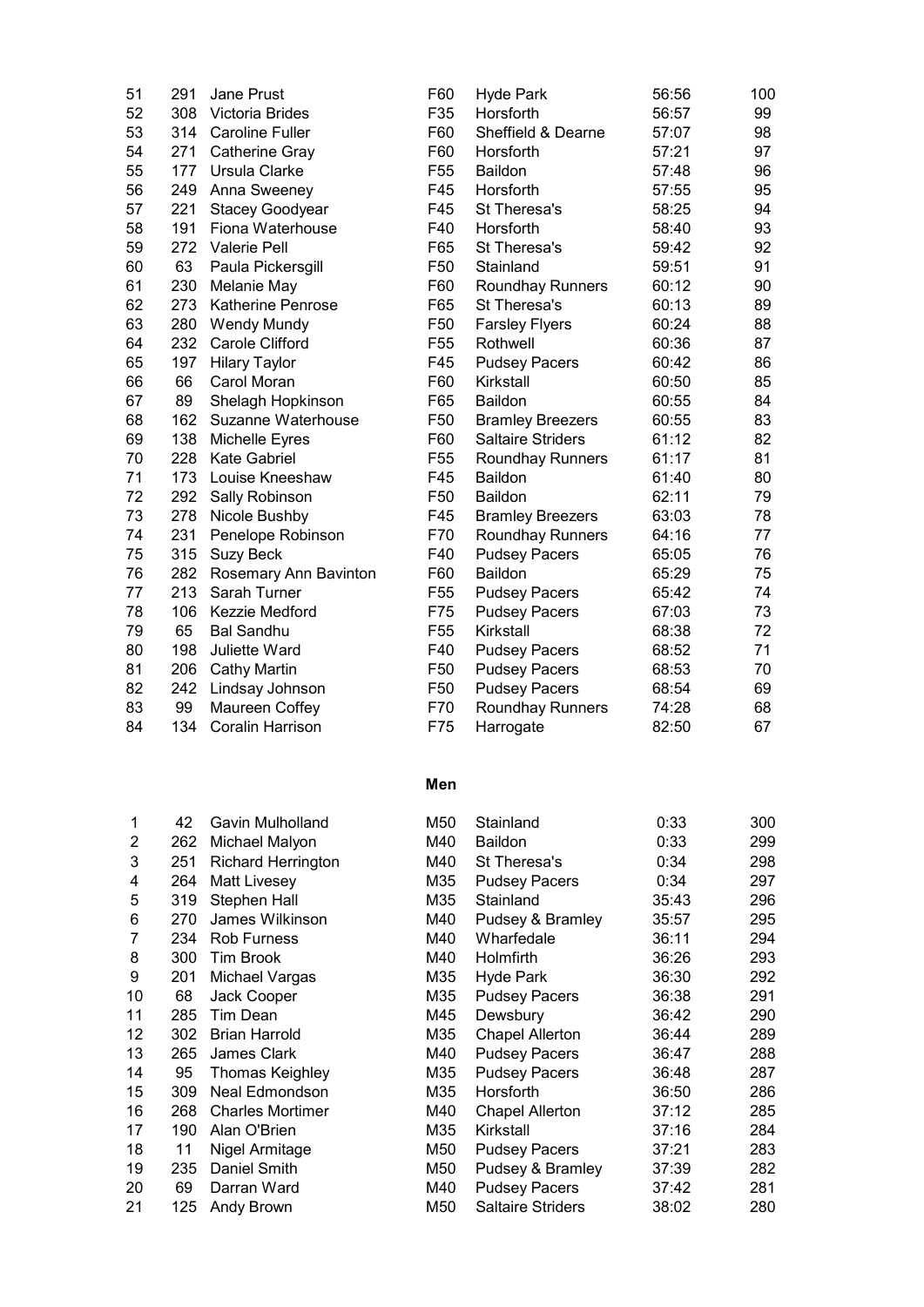| | | | | | | |
|---|---|---|---|---|---|---|
| 51 | 291 | Jane Prust | F60 | Hyde Park | 56:56 | 100 |
| 52 | 308 | Victoria Brides | F35 | Horsforth | 56:57 | 99 |
| 53 | 314 | Caroline Fuller | F60 | Sheffield & Dearne | 57:07 | 98 |
| 54 | 271 | Catherine Gray | F60 | Horsforth | 57:21 | 97 |
| 55 | 177 | Ursula Clarke | F55 | Baildon | 57:48 | 96 |
| 56 | 249 | Anna Sweeney | F45 | Horsforth | 57:55 | 95 |
| 57 | 221 | Stacey Goodyear | F45 | St Theresa's | 58:25 | 94 |
| 58 | 191 | Fiona Waterhouse | F40 | Horsforth | 58:40 | 93 |
| 59 | 272 | Valerie Pell | F65 | St Theresa's | 59:42 | 92 |
| 60 | 63 | Paula Pickersgill | F50 | Stainland | 59:51 | 91 |
| 61 | 230 | Melanie May | F60 | Roundhay Runners | 60:12 | 90 |
| 62 | 273 | Katherine Penrose | F65 | St Theresa's | 60:13 | 89 |
| 63 | 280 | Wendy Mundy | F50 | Farsley Flyers | 60:24 | 88 |
| 64 | 232 | Carole Clifford | F55 | Rothwell | 60:36 | 87 |
| 65 | 197 | Hilary Taylor | F45 | Pudsey Pacers | 60:42 | 86 |
| 66 | 66 | Carol Moran | F60 | Kirkstall | 60:50 | 85 |
| 67 | 89 | Shelagh Hopkinson | F65 | Baildon | 60:55 | 84 |
| 68 | 162 | Suzanne Waterhouse | F50 | Bramley Breezers | 60:55 | 83 |
| 69 | 138 | Michelle Eyres | F60 | Saltaire Striders | 61:12 | 82 |
| 70 | 228 | Kate Gabriel | F55 | Roundhay Runners | 61:17 | 81 |
| 71 | 173 | Louise Kneeshaw | F45 | Baildon | 61:40 | 80 |
| 72 | 292 | Sally Robinson | F50 | Baildon | 62:11 | 79 |
| 73 | 278 | Nicole Bushby | F45 | Bramley Breezers | 63:03 | 78 |
| 74 | 231 | Penelope Robinson | F70 | Roundhay Runners | 64:16 | 77 |
| 75 | 315 | Suzy Beck | F40 | Pudsey Pacers | 65:05 | 76 |
| 76 | 282 | Rosemary Ann Bavinton | F60 | Baildon | 65:29 | 75 |
| 77 | 213 | Sarah Turner | F55 | Pudsey Pacers | 65:42 | 74 |
| 78 | 106 | Kezzie Medford | F75 | Pudsey Pacers | 67:03 | 73 |
| 79 | 65 | Bal Sandhu | F55 | Kirkstall | 68:38 | 72 |
| 80 | 198 | Juliette Ward | F40 | Pudsey Pacers | 68:52 | 71 |
| 81 | 206 | Cathy Martin | F50 | Pudsey Pacers | 68:53 | 70 |
| 82 | 242 | Lindsay Johnson | F50 | Pudsey Pacers | 68:54 | 69 |
| 83 | 99 | Maureen Coffey | F70 | Roundhay Runners | 74:28 | 68 |
| 84 | 134 | Coralin Harrison | F75 | Harrogate | 82:50 | 67 |

**Men**

| | | | | | | |
|---|---|---|---|---|---|---|
| 1 | 42 | Gavin Mulholland | M50 | Stainland | 0:33 | 300 |
| 2 | 262 | Michael Malyon | M40 | Baildon | 0:33 | 299 |
| 3 | 251 | Richard Herrington | M40 | St Theresa's | 0:34 | 298 |
| 4 | 264 | Matt Livesey | M35 | Pudsey Pacers | 0:34 | 297 |
| 5 | 319 | Stephen Hall | M35 | Stainland | 35:43 | 296 |
| 6 | 270 | James Wilkinson | M40 | Pudsey & Bramley | 35:57 | 295 |
| 7 | 234 | Rob Furness | M40 | Wharfedale | 36:11 | 294 |
| 8 | 300 | Tim Brook | M40 | Holmfirth | 36:26 | 293 |
| 9 | 201 | Michael Vargas | M35 | Hyde Park | 36:30 | 292 |
| 10 | 68 | Jack Cooper | M35 | Pudsey Pacers | 36:38 | 291 |
| 11 | 285 | Tim Dean | M45 | Dewsbury | 36:42 | 290 |
| 12 | 302 | Brian Harrold | M35 | Chapel Allerton | 36:44 | 289 |
| 13 | 265 | James Clark | M40 | Pudsey Pacers | 36:47 | 288 |
| 14 | 95 | Thomas Keighley | M35 | Pudsey Pacers | 36:48 | 287 |
| 15 | 309 | Neal Edmondson | M35 | Horsforth | 36:50 | 286 |
| 16 | 268 | Charles Mortimer | M40 | Chapel Allerton | 37:12 | 285 |
| 17 | 190 | Alan O'Brien | M35 | Kirkstall | 37:16 | 284 |
| 18 | 11 | Nigel Armitage | M50 | Pudsey Pacers | 37:21 | 283 |
| 19 | 235 | Daniel Smith | M50 | Pudsey & Bramley | 37:39 | 282 |
| 20 | 69 | Darran Ward | M40 | Pudsey Pacers | 37:42 | 281 |
| 21 | 125 | Andy Brown | M50 | Saltaire Striders | 38:02 | 280 |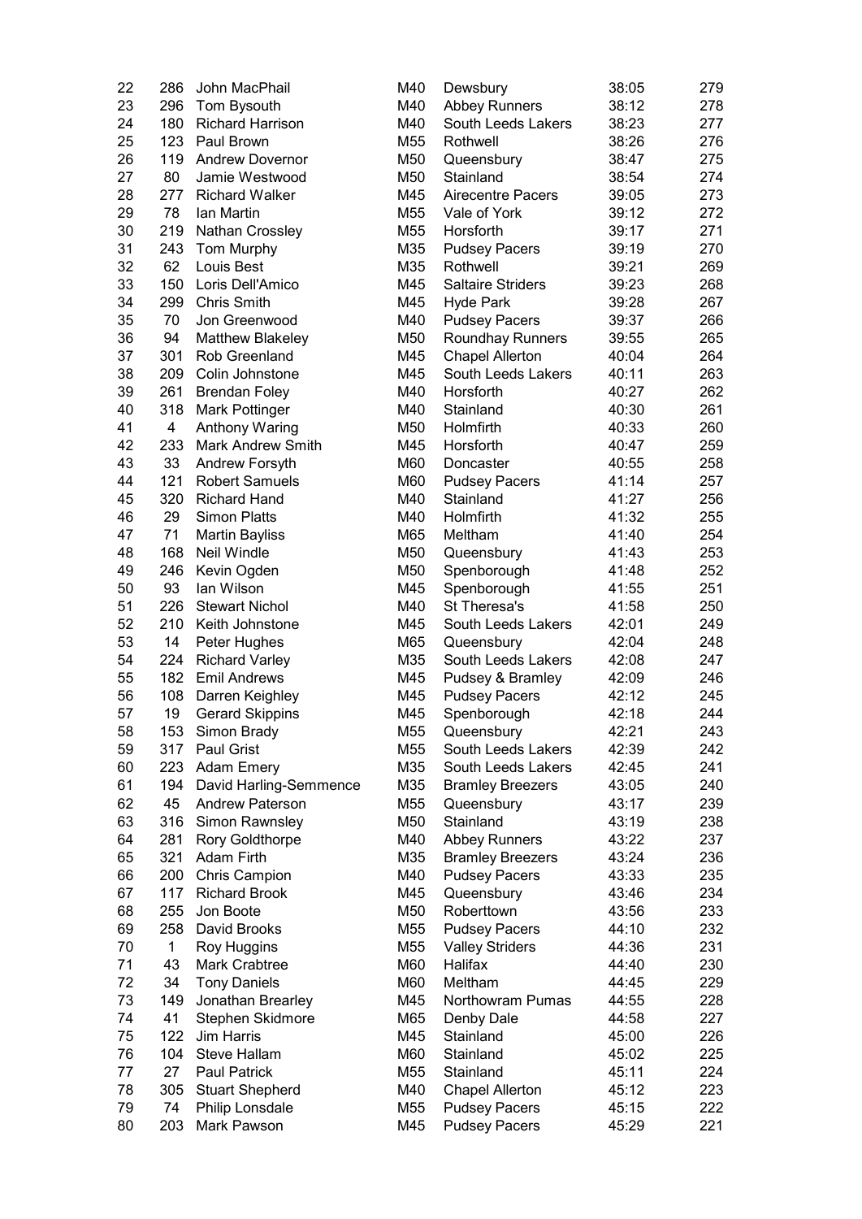| | | | | | | |
|---|---|---|---|---|---|---|
| 22 | 286 | John MacPhail | M40 | Dewsbury | 38:05 | 279 |
| 23 | 296 | Tom Bysouth | M40 | Abbey Runners | 38:12 | 278 |
| 24 | 180 | Richard Harrison | M40 | South Leeds Lakers | 38:23 | 277 |
| 25 | 123 | Paul Brown | M55 | Rothwell | 38:26 | 276 |
| 26 | 119 | Andrew Dovernor | M50 | Queensbury | 38:47 | 275 |
| 27 | 80 | Jamie Westwood | M50 | Stainland | 38:54 | 274 |
| 28 | 277 | Richard Walker | M45 | Airecentre Pacers | 39:05 | 273 |
| 29 | 78 | Ian Martin | M55 | Vale of York | 39:12 | 272 |
| 30 | 219 | Nathan Crossley | M55 | Horsforth | 39:17 | 271 |
| 31 | 243 | Tom Murphy | M35 | Pudsey Pacers | 39:19 | 270 |
| 32 | 62 | Louis Best | M35 | Rothwell | 39:21 | 269 |
| 33 | 150 | Loris Dell'Amico | M45 | Saltaire Striders | 39:23 | 268 |
| 34 | 299 | Chris Smith | M45 | Hyde Park | 39:28 | 267 |
| 35 | 70 | Jon Greenwood | M40 | Pudsey Pacers | 39:37 | 266 |
| 36 | 94 | Matthew Blakeley | M50 | Roundhay Runners | 39:55 | 265 |
| 37 | 301 | Rob Greenland | M45 | Chapel Allerton | 40:04 | 264 |
| 38 | 209 | Colin Johnstone | M45 | South Leeds Lakers | 40:11 | 263 |
| 39 | 261 | Brendan Foley | M40 | Horsforth | 40:27 | 262 |
| 40 | 318 | Mark Pottinger | M40 | Stainland | 40:30 | 261 |
| 41 | 4 | Anthony Waring | M50 | Holmfirth | 40:33 | 260 |
| 42 | 233 | Mark Andrew Smith | M45 | Horsforth | 40:47 | 259 |
| 43 | 33 | Andrew Forsyth | M60 | Doncaster | 40:55 | 258 |
| 44 | 121 | Robert Samuels | M60 | Pudsey Pacers | 41:14 | 257 |
| 45 | 320 | Richard Hand | M40 | Stainland | 41:27 | 256 |
| 46 | 29 | Simon Platts | M40 | Holmfirth | 41:32 | 255 |
| 47 | 71 | Martin Bayliss | M65 | Meltham | 41:40 | 254 |
| 48 | 168 | Neil Windle | M50 | Queensbury | 41:43 | 253 |
| 49 | 246 | Kevin Ogden | M50 | Spenborough | 41:48 | 252 |
| 50 | 93 | Ian Wilson | M45 | Spenborough | 41:55 | 251 |
| 51 | 226 | Stewart Nichol | M40 | St Theresa's | 41:58 | 250 |
| 52 | 210 | Keith Johnstone | M45 | South Leeds Lakers | 42:01 | 249 |
| 53 | 14 | Peter Hughes | M65 | Queensbury | 42:04 | 248 |
| 54 | 224 | Richard Varley | M35 | South Leeds Lakers | 42:08 | 247 |
| 55 | 182 | Emil Andrews | M45 | Pudsey & Bramley | 42:09 | 246 |
| 56 | 108 | Darren Keighley | M45 | Pudsey Pacers | 42:12 | 245 |
| 57 | 19 | Gerard Skippins | M45 | Spenborough | 42:18 | 244 |
| 58 | 153 | Simon Brady | M55 | Queensbury | 42:21 | 243 |
| 59 | 317 | Paul Grist | M55 | South Leeds Lakers | 42:39 | 242 |
| 60 | 223 | Adam Emery | M35 | South Leeds Lakers | 42:45 | 241 |
| 61 | 194 | David Harling-Semmence | M35 | Bramley Breezers | 43:05 | 240 |
| 62 | 45 | Andrew Paterson | M55 | Queensbury | 43:17 | 239 |
| 63 | 316 | Simon Rawnsley | M50 | Stainland | 43:19 | 238 |
| 64 | 281 | Rory Goldthorpe | M40 | Abbey Runners | 43:22 | 237 |
| 65 | 321 | Adam Firth | M35 | Bramley Breezers | 43:24 | 236 |
| 66 | 200 | Chris Campion | M40 | Pudsey Pacers | 43:33 | 235 |
| 67 | 117 | Richard Brook | M45 | Queensbury | 43:46 | 234 |
| 68 | 255 | Jon Boote | M50 | Roberttown | 43:56 | 233 |
| 69 | 258 | David Brooks | M55 | Pudsey Pacers | 44:10 | 232 |
| 70 | 1 | Roy Huggins | M55 | Valley Striders | 44:36 | 231 |
| 71 | 43 | Mark Crabtree | M60 | Halifax | 44:40 | 230 |
| 72 | 34 | Tony Daniels | M60 | Meltham | 44:45 | 229 |
| 73 | 149 | Jonathan Brearley | M45 | Northowram Pumas | 44:55 | 228 |
| 74 | 41 | Stephen Skidmore | M65 | Denby Dale | 44:58 | 227 |
| 75 | 122 | Jim Harris | M45 | Stainland | 45:00 | 226 |
| 76 | 104 | Steve Hallam | M60 | Stainland | 45:02 | 225 |
| 77 | 27 | Paul Patrick | M55 | Stainland | 45:11 | 224 |
| 78 | 305 | Stuart Shepherd | M40 | Chapel Allerton | 45:12 | 223 |
| 79 | 74 | Philip Lonsdale | M55 | Pudsey Pacers | 45:15 | 222 |
| 80 | 203 | Mark Pawson | M45 | Pudsey Pacers | 45:29 | 221 |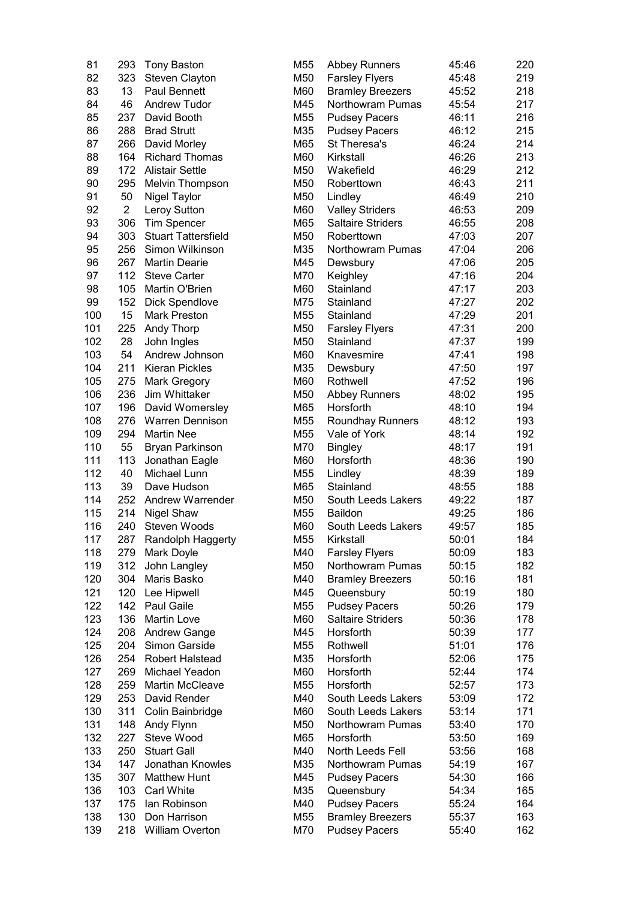| | | | | | | |
|---|---|---|---|---|---|---|
| 81 | 293 | Tony Baston | M55 | Abbey Runners | 45:46 | 220 |
| 82 | 323 | Steven Clayton | M50 | Farsley Flyers | 45:48 | 219 |
| 83 | 13 | Paul Bennett | M60 | Bramley Breezers | 45:52 | 218 |
| 84 | 46 | Andrew Tudor | M45 | Northowram Pumas | 45:54 | 217 |
| 85 | 237 | David Booth | M55 | Pudsey Pacers | 46:11 | 216 |
| 86 | 288 | Brad Strutt | M35 | Pudsey Pacers | 46:12 | 215 |
| 87 | 266 | David Morley | M65 | St Theresa's | 46:24 | 214 |
| 88 | 164 | Richard Thomas | M60 | Kirkstall | 46:26 | 213 |
| 89 | 172 | Alistair Settle | M50 | Wakefield | 46:29 | 212 |
| 90 | 295 | Melvin Thompson | M50 | Roberttown | 46:43 | 211 |
| 91 | 50 | Nigel Taylor | M50 | Lindley | 46:49 | 210 |
| 92 | 2 | Leroy Sutton | M60 | Valley Striders | 46:53 | 209 |
| 93 | 306 | Tim Spencer | M65 | Saltaire Striders | 46:55 | 208 |
| 94 | 303 | Stuart Tattersfield | M50 | Roberttown | 47:03 | 207 |
| 95 | 256 | Simon Wilkinson | M35 | Northowram Pumas | 47:04 | 206 |
| 96 | 267 | Martin Dearie | M45 | Dewsbury | 47:06 | 205 |
| 97 | 112 | Steve Carter | M70 | Keighley | 47:16 | 204 |
| 98 | 105 | Martin O'Brien | M60 | Stainland | 47:17 | 203 |
| 99 | 152 | Dick Spendlove | M75 | Stainland | 47:27 | 202 |
| 100 | 15 | Mark Preston | M55 | Stainland | 47:29 | 201 |
| 101 | 225 | Andy Thorp | M50 | Farsley Flyers | 47:31 | 200 |
| 102 | 28 | John Ingles | M50 | Stainland | 47:37 | 199 |
| 103 | 54 | Andrew Johnson | M60 | Knavesmire | 47:41 | 198 |
| 104 | 211 | Kieran Pickles | M35 | Dewsbury | 47:50 | 197 |
| 105 | 275 | Mark Gregory | M60 | Rothwell | 47:52 | 196 |
| 106 | 236 | Jim Whittaker | M50 | Abbey Runners | 48:02 | 195 |
| 107 | 196 | David Womersley | M65 | Horsforth | 48:10 | 194 |
| 108 | 276 | Warren Dennison | M55 | Roundhay Runners | 48:12 | 193 |
| 109 | 294 | Martin Nee | M55 | Vale of York | 48:14 | 192 |
| 110 | 55 | Bryan Parkinson | M70 | Bingley | 48:17 | 191 |
| 111 | 113 | Jonathan Eagle | M60 | Horsforth | 48:36 | 190 |
| 112 | 40 | Michael Lunn | M55 | Lindley | 48:39 | 189 |
| 113 | 39 | Dave Hudson | M65 | Stainland | 48:55 | 188 |
| 114 | 252 | Andrew Warrender | M50 | South Leeds Lakers | 49:22 | 187 |
| 115 | 214 | Nigel Shaw | M55 | Baildon | 49:25 | 186 |
| 116 | 240 | Steven Woods | M60 | South Leeds Lakers | 49:57 | 185 |
| 117 | 287 | Randolph Haggerty | M55 | Kirkstall | 50:01 | 184 |
| 118 | 279 | Mark Doyle | M40 | Farsley Flyers | 50:09 | 183 |
| 119 | 312 | John Langley | M50 | Northowram Pumas | 50:15 | 182 |
| 120 | 304 | Maris Basko | M40 | Bramley Breezers | 50:16 | 181 |
| 121 | 120 | Lee Hipwell | M45 | Queensbury | 50:19 | 180 |
| 122 | 142 | Paul Gaile | M55 | Pudsey Pacers | 50:26 | 179 |
| 123 | 136 | Martin Love | M60 | Saltaire Striders | 50:36 | 178 |
| 124 | 208 | Andrew Gange | M45 | Horsforth | 50:39 | 177 |
| 125 | 204 | Simon Garside | M55 | Rothwell | 51:01 | 176 |
| 126 | 254 | Robert Halstead | M35 | Horsforth | 52:06 | 175 |
| 127 | 269 | Michael Yeadon | M60 | Horsforth | 52:44 | 174 |
| 128 | 259 | Martin McCleave | M55 | Horsforth | 52:57 | 173 |
| 129 | 253 | David Render | M40 | South Leeds Lakers | 53:09 | 172 |
| 130 | 311 | Colin Bainbridge | M60 | South Leeds Lakers | 53:14 | 171 |
| 131 | 148 | Andy Flynn | M50 | Northowram Pumas | 53:40 | 170 |
| 132 | 227 | Steve Wood | M65 | Horsforth | 53:50 | 169 |
| 133 | 250 | Stuart Gall | M40 | North Leeds Fell | 53:56 | 168 |
| 134 | 147 | Jonathan Knowles | M35 | Northowram Pumas | 54:19 | 167 |
| 135 | 307 | Matthew Hunt | M45 | Pudsey Pacers | 54:30 | 166 |
| 136 | 103 | Carl White | M35 | Queensbury | 54:34 | 165 |
| 137 | 175 | Ian Robinson | M40 | Pudsey Pacers | 55:24 | 164 |
| 138 | 130 | Don Harrison | M55 | Bramley Breezers | 55:37 | 163 |
| 139 | 218 | William Overton | M70 | Pudsey Pacers | 55:40 | 162 |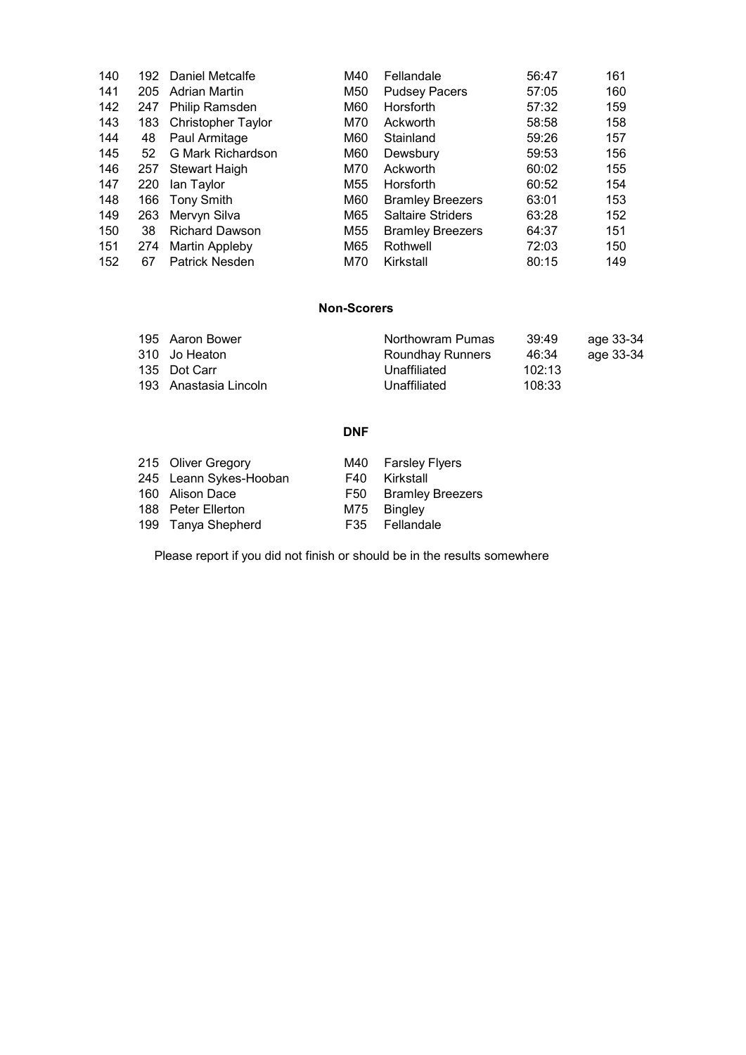| | | | | | | |
|---|---|---|---|---|---|---|
| 140 | 192 | Daniel Metcalfe | M40 | Fellandale | 56:47 | 161 |
| 141 | 205 | Adrian Martin | M50 | Pudsey Pacers | 57:05 | 160 |
| 142 | 247 | Philip Ramsden | M60 | Horsforth | 57:32 | 159 |
| 143 | 183 | Christopher Taylor | M70 | Ackworth | 58:58 | 158 |
| 144 | 48 | Paul Armitage | M60 | Stainland | 59:26 | 157 |
| 145 | 52 | G Mark Richardson | M60 | Dewsbury | 59:53 | 156 |
| 146 | 257 | Stewart Haigh | M70 | Ackworth | 60:02 | 155 |
| 147 | 220 | Ian Taylor | M55 | Horsforth | 60:52 | 154 |
| 148 | 166 | Tony Smith | M60 | Bramley Breezers | 63:01 | 153 |
| 149 | 263 | Mervyn Silva | M65 | Saltaire Striders | 63:28 | 152 |
| 150 | 38 | Richard Dawson | M55 | Bramley Breezers | 64:37 | 151 |
| 151 | 274 | Martin Appleby | M65 | Rothwell | 72:03 | 150 |
| 152 | 67 | Patrick Nesden | M70 | Kirkstall | 80:15 | 149 |

**Non-Scorers**

| | | | | |
|---|---|---|---|---|
| 195 | Aaron Bower | Northowram Pumas | 39:49 | age 33-34 |
| 310 | Jo Heaton | Roundhay Runners | 46:34 | age 33-34 |
| 135 | Dot Carr | Unaffiliated | 102:13 | |
| 193 | Anastasia Lincoln | Unaffiliated | 108:33 | |

**DNF**

| | | | |
|---|---|---|---|
| 215 | Oliver Gregory | M40 | Farsley Flyers |
| 245 | Leann Sykes-Hooban | F40 | Kirkstall |
| 160 | Alison Dace | F50 | Bramley Breezers |
| 188 | Peter Ellerton | M75 | Bingley |
| 199 | Tanya Shepherd | F35 | Fellandale |

Please report if you did not finish or should be in the results somewhere